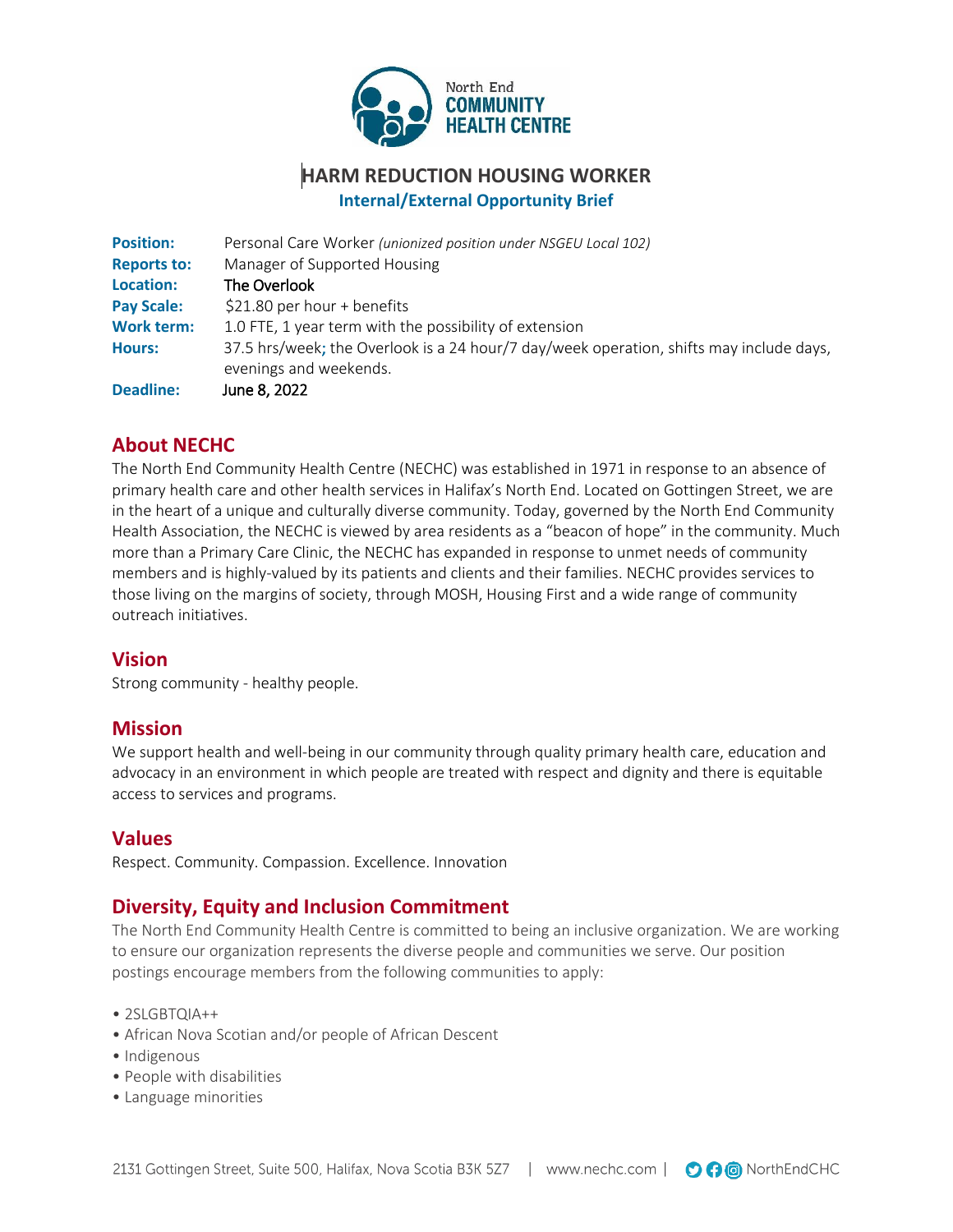# HARM REDUCTION HOUSING WORKER

## Internal/External Opportunity Brief

| | |
|---|---|
| **Position:** | Personal Care Worker *(unionized position under NSGEU Local 102)* |
| **Reports to:** | Manager of Supported Housing |
| **Location:** | The Overlook |
| **Pay Scale:** | $21.80 per hour + benefits |
| **Work term:** | 1.0 FTE, 1 year term with the possibility of extension |
| **Hours:** | 37.5 hrs/week; the Overlook is a 24 hour/7 day/week operation, shifts may include days, evenings and weekends. |
| **Deadline:** | June 8, 2022 |

## About NECHC

The North End Community Health Centre (NECHC) was established in 1971 in response to an absence of primary health care and other health services in Halifax's North End. Located on Gottingen Street, we are in the heart of a unique and culturally diverse community. Today, governed by the North End Community Health Association, the NECHC is viewed by area residents as a "beacon of hope" in the community. Much more than a Primary Care Clinic, the NECHC has expanded in response to unmet needs of community members and is highly-valued by its patients and clients and their families. NECHC provides services to those living on the margins of society, through MOSH, Housing First and a wide range of community outreach initiatives.

## Vision

Strong community - healthy people.

## Mission

We support health and well-being in our community through quality primary health care, education and advocacy in an environment in which people are treated with respect and dignity and there is equitable access to services and programs.

## Values

Respect. Community. Compassion. Excellence. Innovation

## Diversity, Equity and Inclusion Commitment

The North End Community Health Centre is committed to being an inclusive organization. We are working to ensure our organization represents the diverse people and communities we serve. Our position postings encourage members from the following communities to apply:

- 2SLGBTQIA++
- African Nova Scotian and/or people of African Descent
- Indigenous
- People with disabilities
- Language minorities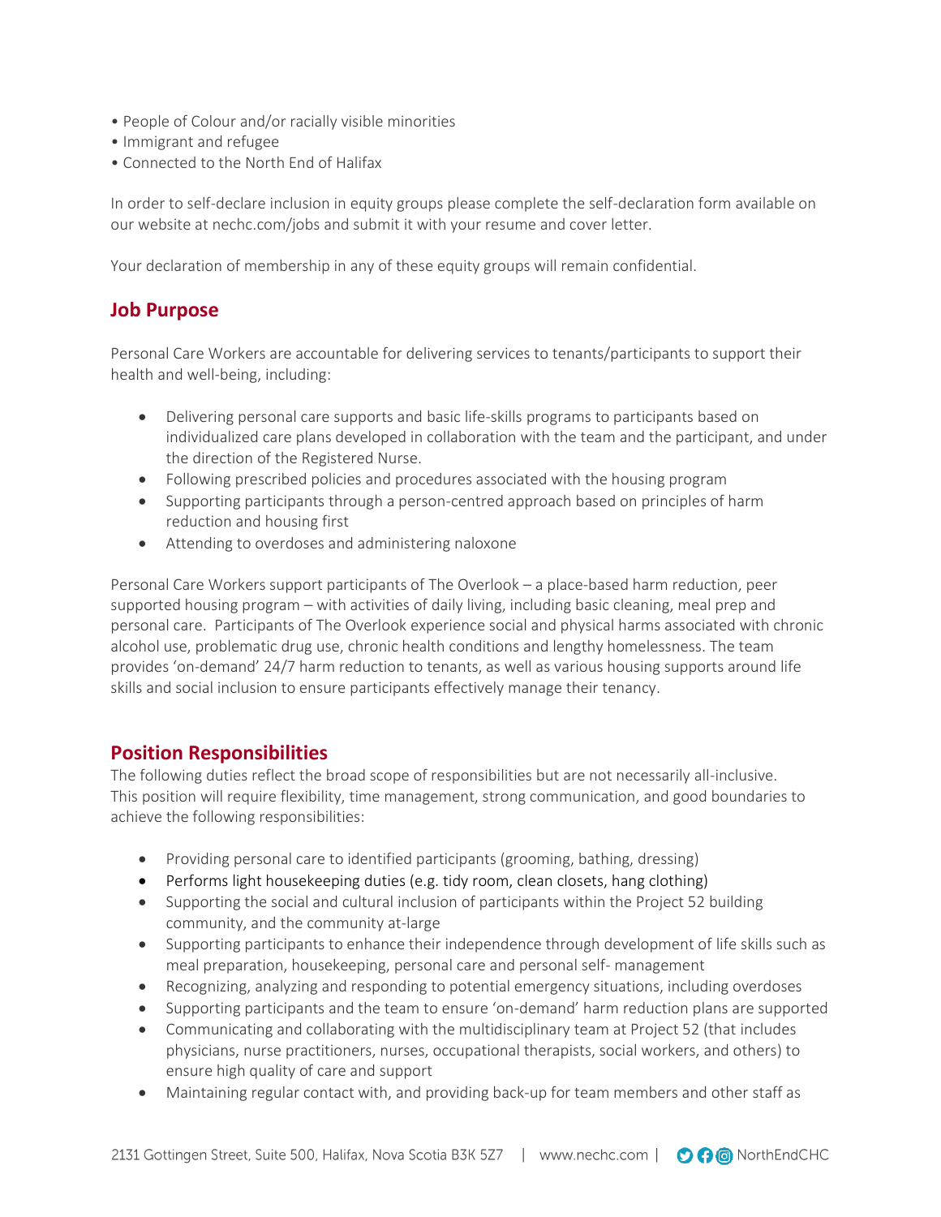- People of Colour and/or racially visible minorities
- Immigrant and refugee
- Connected to the North End of Halifax

In order to self-declare inclusion in equity groups please complete the self-declaration form available on our website at nechc.com/jobs and submit it with your resume and cover letter.

Your declaration of membership in any of these equity groups will remain confidential.

## Job Purpose

Personal Care Workers are accountable for delivering services to tenants/participants to support their health and well-being, including:

- Delivering personal care supports and basic life-skills programs to participants based on individualized care plans developed in collaboration with the team and the participant, and under the direction of the Registered Nurse.
- Following prescribed policies and procedures associated with the housing program
- Supporting participants through a person-centred approach based on principles of harm reduction and housing first
- Attending to overdoses and administering naloxone

Personal Care Workers support participants of The Overlook – a place-based harm reduction, peer supported housing program – with activities of daily living, including basic cleaning, meal prep and personal care. Participants of The Overlook experience social and physical harms associated with chronic alcohol use, problematic drug use, chronic health conditions and lengthy homelessness. The team provides 'on-demand' 24/7 harm reduction to tenants, as well as various housing supports around life skills and social inclusion to ensure participants effectively manage their tenancy.

## Position Responsibilities

The following duties reflect the broad scope of responsibilities but are not necessarily all-inclusive. This position will require flexibility, time management, strong communication, and good boundaries to achieve the following responsibilities:

- Providing personal care to identified participants (grooming, bathing, dressing)
- Performs light housekeeping duties (e.g. tidy room, clean closets, hang clothing)
- Supporting the social and cultural inclusion of participants within the Project 52 building community, and the community at-large
- Supporting participants to enhance their independence through development of life skills such as meal preparation, housekeeping, personal care and personal self- management
- Recognizing, analyzing and responding to potential emergency situations, including overdoses
- Supporting participants and the team to ensure 'on-demand' harm reduction plans are supported
- Communicating and collaborating with the multidisciplinary team at Project 52 (that includes physicians, nurse practitioners, nurses, occupational therapists, social workers, and others) to ensure high quality of care and support
- Maintaining regular contact with, and providing back-up for team members and other staff as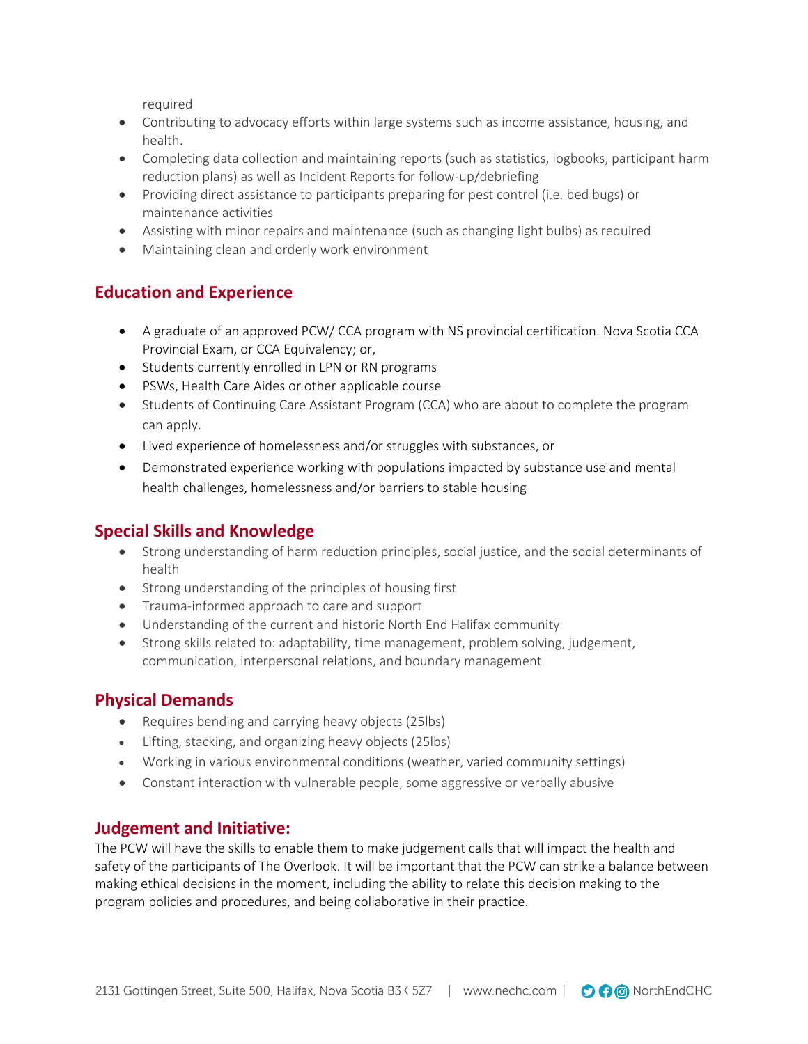required

- Contributing to advocacy efforts within large systems such as income assistance, housing, and health.
- Completing data collection and maintaining reports (such as statistics, logbooks, participant harm reduction plans) as well as Incident Reports for follow-up/debriefing
- Providing direct assistance to participants preparing for pest control (i.e. bed bugs) or maintenance activities
- Assisting with minor repairs and maintenance (such as changing light bulbs) as required
- Maintaining clean and orderly work environment

## Education and Experience

- A graduate of an approved PCW/ CCA program with NS provincial certification. Nova Scotia CCA Provincial Exam, or CCA Equivalency; or,
- Students currently enrolled in LPN or RN programs
- PSWs, Health Care Aides or other applicable course
- Students of Continuing Care Assistant Program (CCA) who are about to complete the program can apply.
- Lived experience of homelessness and/or struggles with substances, or
- Demonstrated experience working with populations impacted by substance use and mental health challenges, homelessness and/or barriers to stable housing

## Special Skills and Knowledge

- Strong understanding of harm reduction principles, social justice, and the social determinants of health
- Strong understanding of the principles of housing first
- Trauma-informed approach to care and support
- Understanding of the current and historic North End Halifax community
- Strong skills related to: adaptability, time management, problem solving, judgement, communication, interpersonal relations, and boundary management

## Physical Demands

- Requires bending and carrying heavy objects (25lbs)
- Lifting, stacking, and organizing heavy objects (25lbs)
- Working in various environmental conditions (weather, varied community settings)
- Constant interaction with vulnerable people, some aggressive or verbally abusive

## Judgement and Initiative:

The PCW will have the skills to enable them to make judgement calls that will impact the health and safety of the participants of The Overlook. It will be important that the PCW can strike a balance between making ethical decisions in the moment, including the ability to relate this decision making to the program policies and procedures, and being collaborative in their practice.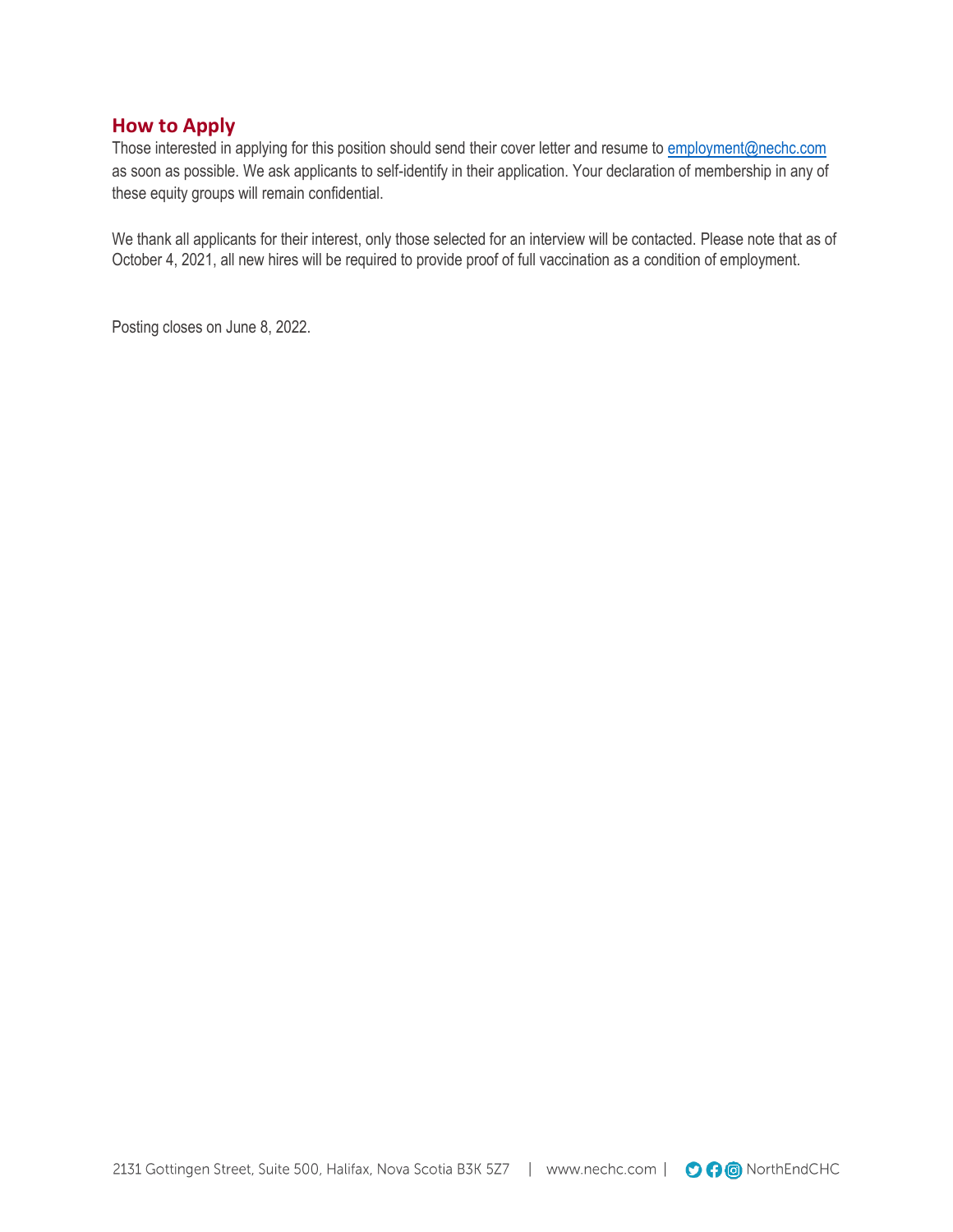## How to Apply

Those interested in applying for this position should send their cover letter and resume to employment@nechc.com as soon as possible. We ask applicants to self-identify in their application. Your declaration of membership in any of these equity groups will remain confidential.

We thank all applicants for their interest, only those selected for an interview will be contacted. Please note that as of October 4, 2021, all new hires will be required to provide proof of full vaccination as a condition of employment.

Posting closes on June 8, 2022.